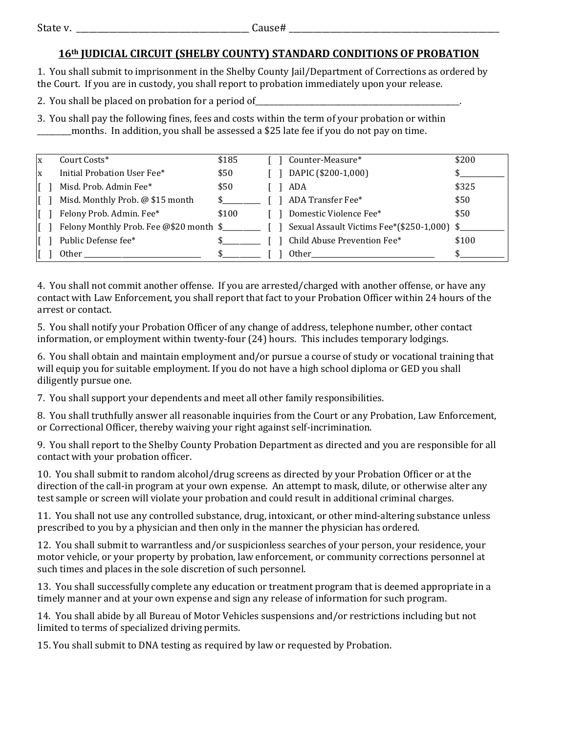State v. ______________________________________ Cause# ________________________________________________

## 16th JUDICIAL CIRCUIT (SHELBY COUNTY) STANDARD CONDITIONS OF PROBATION

1. You shall submit to imprisonment in the Shelby County Jail/Department of Corrections as ordered by the Court. If you are in custody, you shall report to probation immediately upon your release.

2. You shall be placed on probation for a period of_____________________________________________________.

3. You shall pay the following fines, fees and costs within the term of your probation or within ________months. In addition, you shall be assessed a $25 late fee if you do not pay on time.

| | | | | | |
|---|---|---|---|---|---|
| x | Court Costs* | $185 | [ ] | Counter-Measure* | $200 |
| x | Initial Probation User Fee* | $50 | [ ] | DAPIC ($200-1,000) | $__________ |
| [ ] | Misd. Prob. Admin Fee* | $50 | [ ] | ADA | $325 |
| [ ] | Misd. Monthly Prob. @ $15 month | $_________ | [ ] | ADA Transfer Fee* | $50 |
| [ ] | Felony Prob. Admin. Fee* | $100 | [ ] | Domestic Violence Fee* | $50 |
| [ ] | Felony Monthly Prob. Fee @$20 month | $_________ | [ ] | Sexual Assault Victims Fee*($250-1,000) | $__________ |
| [ ] | Public Defense fee* | $_________ | [ ] | Child Abuse Prevention Fee* | $100 |
| [ ] | Other ______________________________ | $_________ | [ ] | Other__________________________________ | $__________ |

4. You shall not commit another offense. If you are arrested/charged with another offense, or have any contact with Law Enforcement, you shall report that fact to your Probation Officer within 24 hours of the arrest or contact.

5. You shall notify your Probation Officer of any change of address, telephone number, other contact information, or employment within twenty-four (24) hours. This includes temporary lodgings.

6. You shall obtain and maintain employment and/or pursue a course of study or vocational training that will equip you for suitable employment. If you do not have a high school diploma or GED you shall diligently pursue one.

7. You shall support your dependents and meet all other family responsibilities.

8. You shall truthfully answer all reasonable inquiries from the Court or any Probation, Law Enforcement, or Correctional Officer, thereby waiving your right against self-incrimination.

9. You shall report to the Shelby County Probation Department as directed and you are responsible for all contact with your probation officer.

10. You shall submit to random alcohol/drug screens as directed by your Probation Officer or at the direction of the call-in program at your own expense. An attempt to mask, dilute, or otherwise alter any test sample or screen will violate your probation and could result in additional criminal charges.

11. You shall not use any controlled substance, drug, intoxicant, or other mind-altering substance unless prescribed to you by a physician and then only in the manner the physician has ordered.

12. You shall submit to warrantless and/or suspicionless searches of your person, your residence, your motor vehicle, or your property by probation, law enforcement, or community corrections personnel at such times and places in the sole discretion of such personnel.

13. You shall successfully complete any education or treatment program that is deemed appropriate in a timely manner and at your own expense and sign any release of information for such program.

14. You shall abide by all Bureau of Motor Vehicles suspensions and/or restrictions including but not limited to terms of specialized driving permits.

15. You shall submit to DNA testing as required by law or requested by Probation.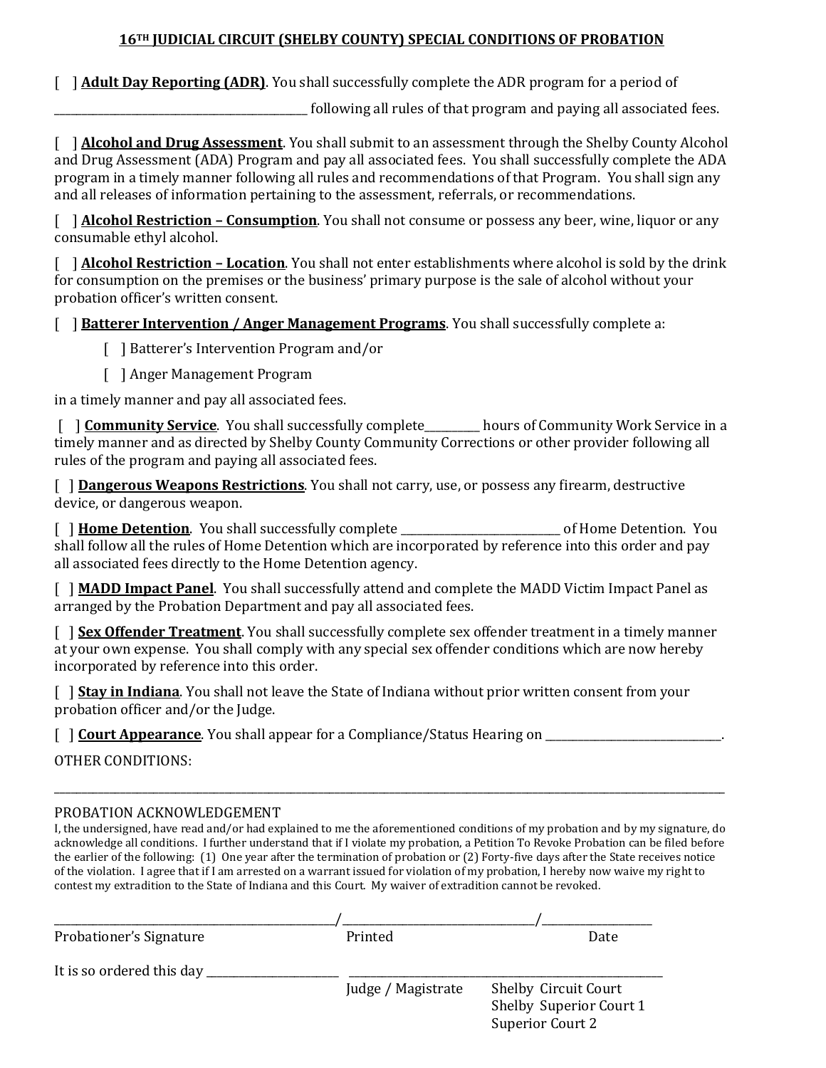## 16TH JUDICIAL CIRCUIT (SHELBY COUNTY) SPECIAL CONDITIONS OF PROBATION

[ ] **Adult Day Reporting (ADR)**. You shall successfully complete the ADR program for a period of _______________________________________________ following all rules of that program and paying all associated fees.

[ ] **Alcohol and Drug Assessment**. You shall submit to an assessment through the Shelby County Alcohol and Drug Assessment (ADA) Program and pay all associated fees. You shall successfully complete the ADA program in a timely manner following all rules and recommendations of that Program. You shall sign any and all releases of information pertaining to the assessment, referrals, or recommendations.

[ ] **Alcohol Restriction – Consumption**. You shall not consume or possess any beer, wine, liquor or any consumable ethyl alcohol.

[ ] **Alcohol Restriction – Location**. You shall not enter establishments where alcohol is sold by the drink for consumption on the premises or the business' primary purpose is the sale of alcohol without your probation officer's written consent.

[ ] **Batterer Intervention / Anger Management Programs**. You shall successfully complete a:

- [ ] Batterer's Intervention Program and/or
- [ ] Anger Management Program

in a timely manner and pay all associated fees.

[ ] **Community Service**. You shall successfully complete__________ hours of Community Work Service in a timely manner and as directed by Shelby County Community Corrections or other provider following all rules of the program and paying all associated fees.

[ ] **Dangerous Weapons Restrictions**. You shall not carry, use, or possess any firearm, destructive device, or dangerous weapon.

[ ] **Home Detention**. You shall successfully complete ____________________________ of Home Detention. You shall follow all the rules of Home Detention which are incorporated by reference into this order and pay all associated fees directly to the Home Detention agency.

[ ] **MADD Impact Panel**. You shall successfully attend and complete the MADD Victim Impact Panel as arranged by the Probation Department and pay all associated fees.

[ ] **Sex Offender Treatment**. You shall successfully complete sex offender treatment in a timely manner at your own expense. You shall comply with any special sex offender conditions which are now hereby incorporated by reference into this order.

[ ] **Stay in Indiana**. You shall not leave the State of Indiana without prior written consent from your probation officer and/or the Judge.

[ ] **Court Appearance**. You shall appear for a Compliance/Status Hearing on _______________________________.

OTHER CONDITIONS:

_______________________________________________________________________________________________________________

PROBATION ACKNOWLEDGEMENT

I, the undersigned, have read and/or had explained to me the aforementioned conditions of my probation and by my signature, do acknowledge all conditions. I further understand that if I violate my probation, a Petition To Revoke Probation can be filed before the earlier of the following: (1) One year after the termination of probation or (2) Forty-five days after the State receives notice of the violation. I agree that if I am arrested on a warrant issued for violation of my probation, I hereby now waive my right to contest my extradition to the State of Indiana and this Court. My waiver of extradition cannot be revoked.

_________________________________________________/__________________________________/____________________

Probationer's Signature / Printed / Date

It is so ordered this day _______________________ ____________________________________________________________

Judge / Magistrate

Shelby Circuit Court
Shelby Superior Court 1
Superior Court 2